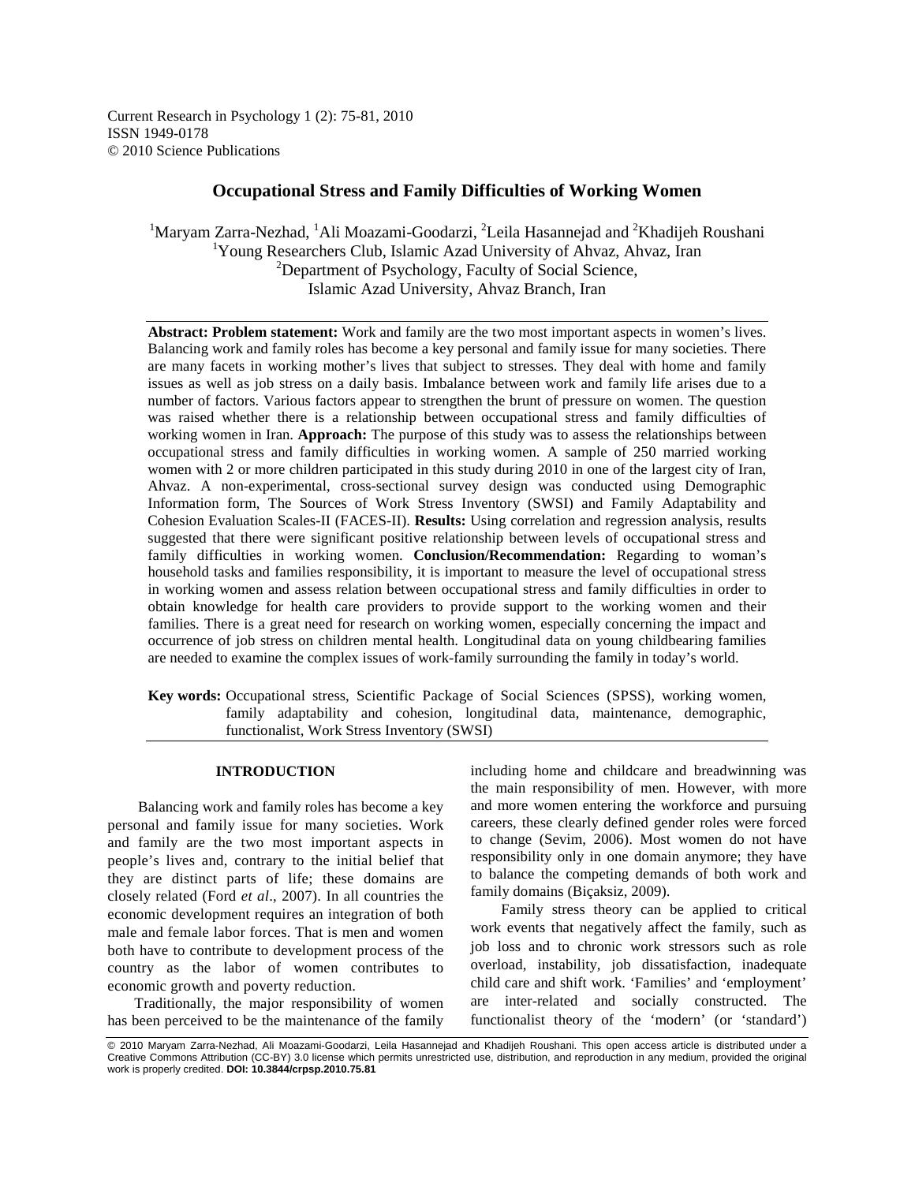# Occupational Stress and Family Difficulties of Working Women

[1]Maryam Zarra-Nezhad, [1]Ali Moazami-Goodarzi, [2]Leila Hasannejad and [2]Khadijeh Roushani
[1]Young Researchers Club, Islamic Azad University of Ahvaz, Ahvaz, Iran
[2]Department of Psychology, Faculty of Social Science,
Islamic Azad University, Ahvaz Branch, Iran

**Abstract: Problem statement:** Work and family are the two most important aspects in women's lives. Balancing work and family roles has become a key personal and family issue for many societies. There are many facets in working mother's lives that subject to stresses. They deal with home and family issues as well as job stress on a daily basis. Imbalance between work and family life arises due to a number of factors. Various factors appear to strengthen the brunt of pressure on women. The question was raised whether there is a relationship between occupational stress and family difficulties of working women in Iran. **Approach:** The purpose of this study was to assess the relationships between occupational stress and family difficulties in working women. A sample of 250 married working women with 2 or more children participated in this study during 2010 in one of the largest city of Iran, Ahvaz. A non-experimental, cross-sectional survey design was conducted using Demographic Information form, The Sources of Work Stress Inventory (SWSI) and Family Adaptability and Cohesion Evaluation Scales-II (FACES-II). **Results:** Using correlation and regression analysis, results suggested that there were significant positive relationship between levels of occupational stress and family difficulties in working women. **Conclusion/Recommendation:** Regarding to woman's household tasks and families responsibility, it is important to measure the level of occupational stress in working women and assess relation between occupational stress and family difficulties in order to obtain knowledge for health care providers to provide support to the working women and their families. There is a great need for research on working women, especially concerning the impact and occurrence of job stress on children mental health. Longitudinal data on young childbearing families are needed to examine the complex issues of work-family surrounding the family in today's world.

**Key words:** Occupational stress, Scientific Package of Social Sciences (SPSS), working women, family adaptability and cohesion, longitudinal data, maintenance, demographic, functionalist, Work Stress Inventory (SWSI)

## INTRODUCTION

Balancing work and family roles has become a key personal and family issue for many societies. Work and family are the two most important aspects in people's lives and, contrary to the initial belief that they are distinct parts of life; these domains are closely related (Ford *et al*., 2007). In all countries the economic development requires an integration of both male and female labor forces. That is men and women both have to contribute to development process of the country as the labor of women contributes to economic growth and poverty reduction.

Traditionally, the major responsibility of women has been perceived to be the maintenance of the family including home and childcare and breadwinning was the main responsibility of men. However, with more and more women entering the workforce and pursuing careers, these clearly defined gender roles were forced to change (Sevim, 2006). Most women do not have responsibility only in one domain anymore; they have to balance the competing demands of both work and family domains (Biçaksiz, 2009).

Family stress theory can be applied to critical work events that negatively affect the family, such as job loss and to chronic work stressors such as role overload, instability, job dissatisfaction, inadequate child care and shift work. 'Families' and 'employment' are inter-related and socially constructed. The functionalist theory of the 'modern' (or 'standard')

© 2010 Maryam Zarra-Nezhad, Ali Moazami-Goodarzi, Leila Hasannejad and Khadijeh Roushani. This open access article is distributed under a Creative Commons Attribution (CC-BY) 3.0 license which permits unrestricted use, distribution, and reproduction in any medium, provided the original work is properly credited. **DOI: 10.3844/crpsp.2010.75.81**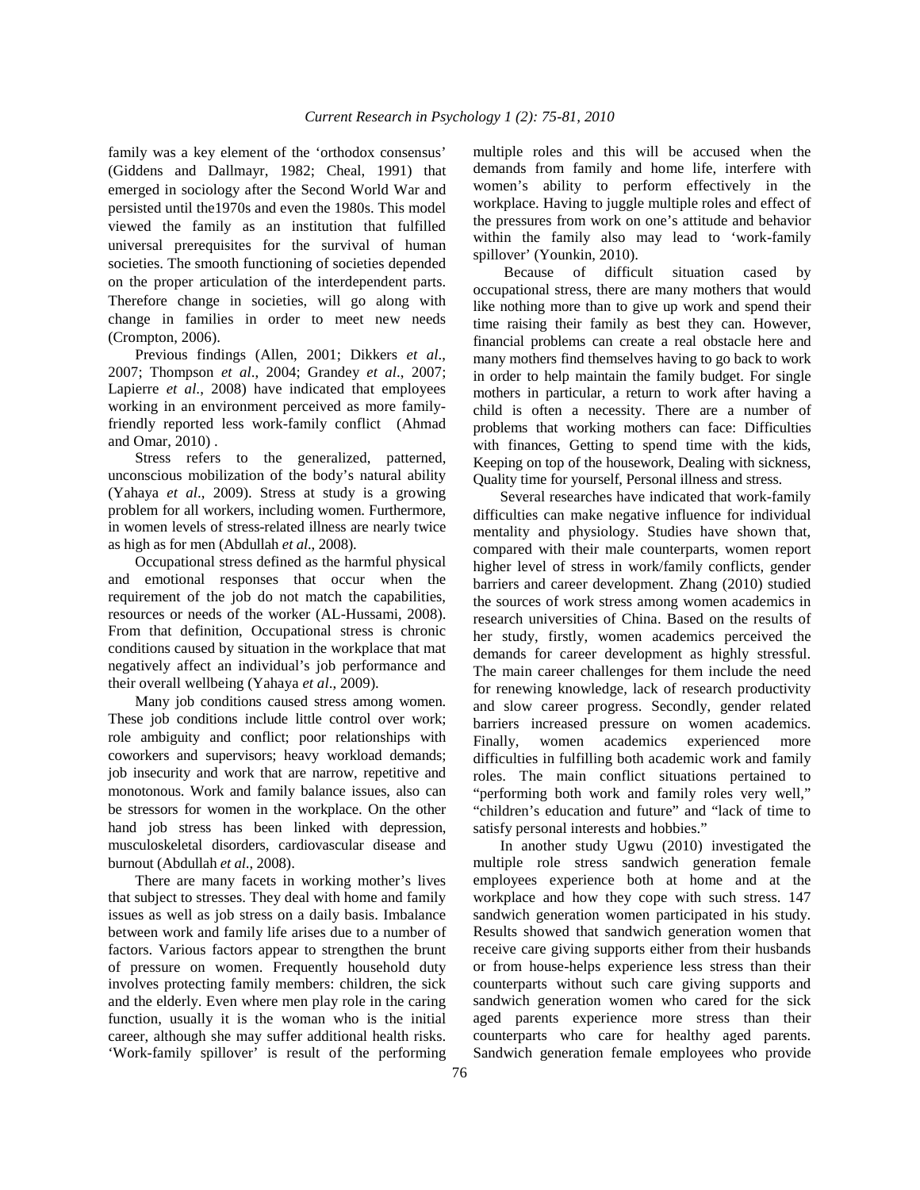family was a key element of the 'orthodox consensus' (Giddens and Dallmayr, 1982; Cheal, 1991) that emerged in sociology after the Second World War and persisted until the1970s and even the 1980s. This model viewed the family as an institution that fulfilled universal prerequisites for the survival of human societies. The smooth functioning of societies depended on the proper articulation of the interdependent parts. Therefore change in societies, will go along with change in families in order to meet new needs (Crompton, 2006).

Previous findings (Allen, 2001; Dikkers *et al*., 2007; Thompson *et al*., 2004; Grandey *et al*., 2007; Lapierre *et al*., 2008) have indicated that employees working in an environment perceived as more family-friendly reported less work-family conflict (Ahmad and Omar, 2010) .

Stress refers to the generalized, patterned, unconscious mobilization of the body's natural ability (Yahaya *et al*., 2009). Stress at study is a growing problem for all workers, including women. Furthermore, in women levels of stress-related illness are nearly twice as high as for men (Abdullah *et al*., 2008).

Occupational stress defined as the harmful physical and emotional responses that occur when the requirement of the job do not match the capabilities, resources or needs of the worker (AL-Hussami, 2008). From that definition, Occupational stress is chronic conditions caused by situation in the workplace that mat negatively affect an individual's job performance and their overall wellbeing (Yahaya *et al*., 2009).

Many job conditions caused stress among women. These job conditions include little control over work; role ambiguity and conflict; poor relationships with coworkers and supervisors; heavy workload demands; job insecurity and work that are narrow, repetitive and monotonous. Work and family balance issues, also can be stressors for women in the workplace. On the other hand job stress has been linked with depression, musculoskeletal disorders, cardiovascular disease and burnout (Abdullah *et al*., 2008).

There are many facets in working mother's lives that subject to stresses. They deal with home and family issues as well as job stress on a daily basis. Imbalance between work and family life arises due to a number of factors. Various factors appear to strengthen the brunt of pressure on women. Frequently household duty involves protecting family members: children, the sick and the elderly. Even where men play role in the caring function, usually it is the woman who is the initial career, although she may suffer additional health risks. 'Work-family spillover' is result of the performing multiple roles and this will be accused when the demands from family and home life, interfere with women's ability to perform effectively in the workplace. Having to juggle multiple roles and effect of the pressures from work on one's attitude and behavior within the family also may lead to 'work-family spillover' (Younkin, 2010).

Because of difficult situation cased by occupational stress, there are many mothers that would like nothing more than to give up work and spend their time raising their family as best they can. However, financial problems can create a real obstacle here and many mothers find themselves having to go back to work in order to help maintain the family budget. For single mothers in particular, a return to work after having a child is often a necessity. There are a number of problems that working mothers can face: Difficulties with finances, Getting to spend time with the kids, Keeping on top of the housework, Dealing with sickness, Quality time for yourself, Personal illness and stress.

Several researches have indicated that work-family difficulties can make negative influence for individual mentality and physiology. Studies have shown that, compared with their male counterparts, women report higher level of stress in work/family conflicts, gender barriers and career development. Zhang (2010) studied the sources of work stress among women academics in research universities of China. Based on the results of her study, firstly, women academics perceived the demands for career development as highly stressful. The main career challenges for them include the need for renewing knowledge, lack of research productivity and slow career progress. Secondly, gender related barriers increased pressure on women academics. Finally, women academics experienced more difficulties in fulfilling both academic work and family roles. The main conflict situations pertained to "performing both work and family roles very well," "children's education and future" and "lack of time to satisfy personal interests and hobbies."

In another study Ugwu (2010) investigated the multiple role stress sandwich generation female employees experience both at home and at the workplace and how they cope with such stress. 147 sandwich generation women participated in his study. Results showed that sandwich generation women that receive care giving supports either from their husbands or from house-helps experience less stress than their counterparts without such care giving supports and sandwich generation women who cared for the sick aged parents experience more stress than their counterparts who care for healthy aged parents. Sandwich generation female employees who provide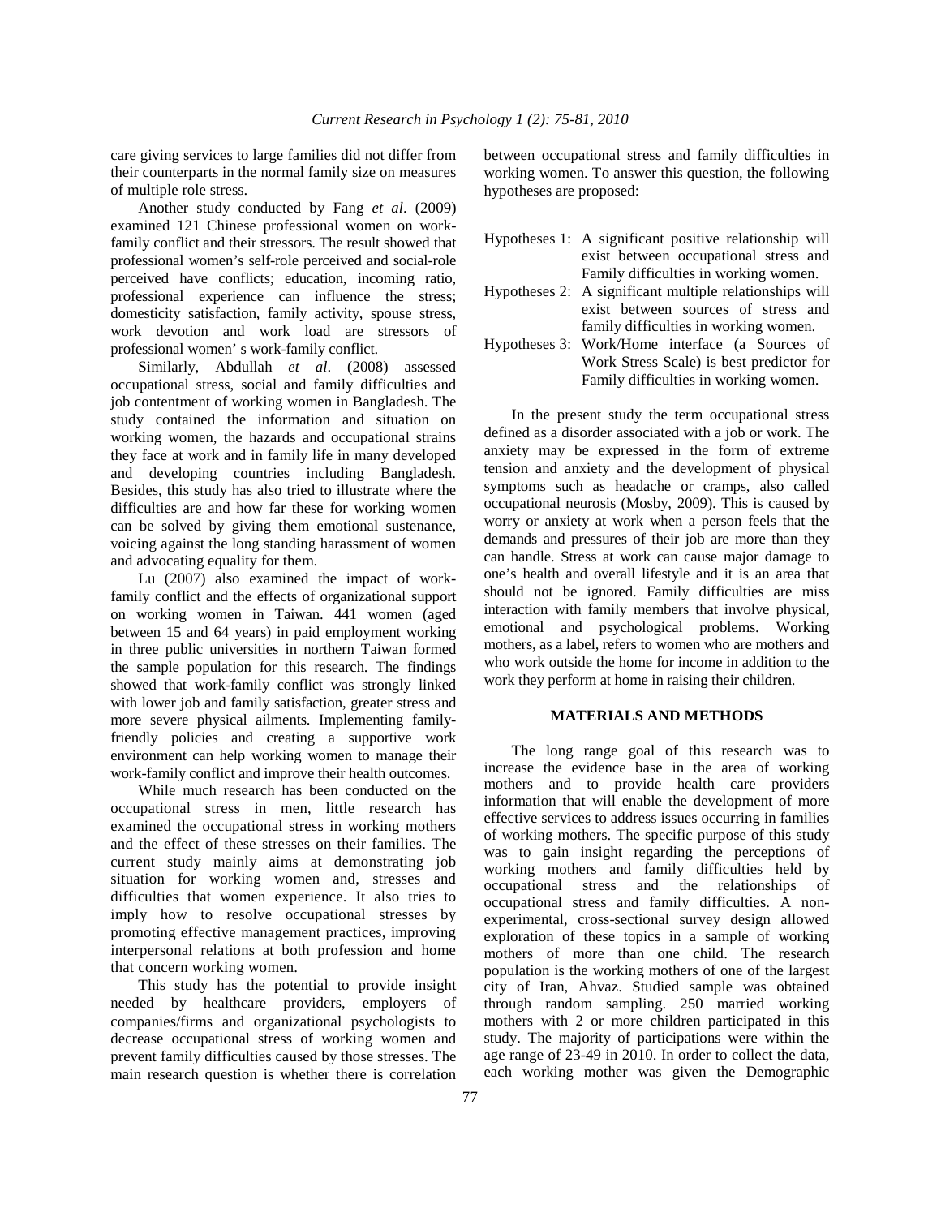care giving services to large families did not differ from their counterparts in the normal family size on measures of multiple role stress.

Another study conducted by Fang *et al*. (2009) examined 121 Chinese professional women on work-family conflict and their stressors. The result showed that professional women's self-role perceived and social-role perceived have conflicts; education, incoming ratio, professional experience can influence the stress; domesticity satisfaction, family activity, spouse stress, work devotion and work load are stressors of professional women' s work-family conflict.

Similarly, Abdullah *et al*. (2008) assessed occupational stress, social and family difficulties and job contentment of working women in Bangladesh. The study contained the information and situation on working women, the hazards and occupational strains they face at work and in family life in many developed and developing countries including Bangladesh. Besides, this study has also tried to illustrate where the difficulties are and how far these for working women can be solved by giving them emotional sustenance, voicing against the long standing harassment of women and advocating equality for them.

Lu (2007) also examined the impact of work-family conflict and the effects of organizational support on working women in Taiwan. 441 women (aged between 15 and 64 years) in paid employment working in three public universities in northern Taiwan formed the sample population for this research. The findings showed that work-family conflict was strongly linked with lower job and family satisfaction, greater stress and more severe physical ailments. Implementing family-friendly policies and creating a supportive work environment can help working women to manage their work-family conflict and improve their health outcomes.

While much research has been conducted on the occupational stress in men, little research has examined the occupational stress in working mothers and the effect of these stresses on their families. The current study mainly aims at demonstrating job situation for working women and, stresses and difficulties that women experience. It also tries to imply how to resolve occupational stresses by promoting effective management practices, improving interpersonal relations at both profession and home that concern working women.

This study has the potential to provide insight needed by healthcare providers, employers of companies/firms and organizational psychologists to decrease occupational stress of working women and prevent family difficulties caused by those stresses. The main research question is whether there is correlation between occupational stress and family difficulties in working women. To answer this question, the following hypotheses are proposed:

Hypotheses 1: A significant positive relationship will exist between occupational stress and Family difficulties in working women.

Hypotheses 2: A significant multiple relationships will exist between sources of stress and family difficulties in working women.

Hypotheses 3: Work/Home interface (a Sources of Work Stress Scale) is best predictor for Family difficulties in working women.

In the present study the term occupational stress defined as a disorder associated with a job or work. The anxiety may be expressed in the form of extreme tension and anxiety and the development of physical symptoms such as headache or cramps, also called occupational neurosis (Mosby, 2009). This is caused by worry or anxiety at work when a person feels that the demands and pressures of their job are more than they can handle. Stress at work can cause major damage to one's health and overall lifestyle and it is an area that should not be ignored. Family difficulties are miss interaction with family members that involve physical, emotional and psychological problems. Working mothers, as a label, refers to women who are mothers and who work outside the home for income in addition to the work they perform at home in raising their children.

## MATERIALS AND METHODS

The long range goal of this research was to increase the evidence base in the area of working mothers and to provide health care providers information that will enable the development of more effective services to address issues occurring in families of working mothers. The specific purpose of this study was to gain insight regarding the perceptions of working mothers and family difficulties held by occupational stress and the relationships of occupational stress and family difficulties. A non-experimental, cross-sectional survey design allowed exploration of these topics in a sample of working mothers of more than one child. The research population is the working mothers of one of the largest city of Iran, Ahvaz. Studied sample was obtained through random sampling. 250 married working mothers with 2 or more children participated in this study. The majority of participations were within the age range of 23-49 in 2010. In order to collect the data, each working mother was given the Demographic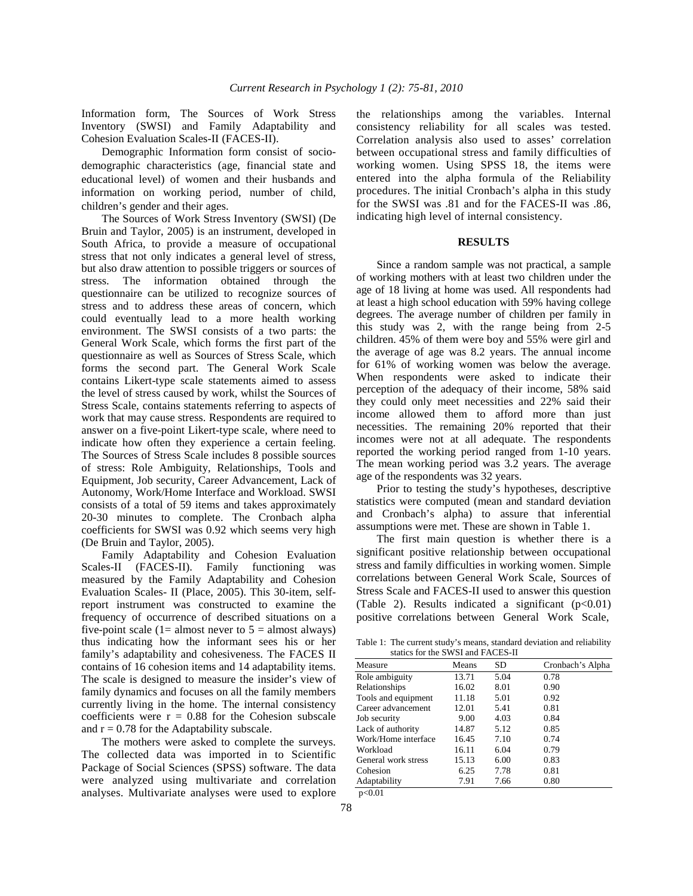Information form, The Sources of Work Stress Inventory (SWSI) and Family Adaptability and Cohesion Evaluation Scales-II (FACES-II).

Demographic Information form consist of socio-demographic characteristics (age, financial state and educational level) of women and their husbands and information on working period, number of child, children's gender and their ages.

The Sources of Work Stress Inventory (SWSI) (De Bruin and Taylor, 2005) is an instrument, developed in South Africa, to provide a measure of occupational stress that not only indicates a general level of stress, but also draw attention to possible triggers or sources of stress. The information obtained through the questionnaire can be utilized to recognize sources of stress and to address these areas of concern, which could eventually lead to a more health working environment. The SWSI consists of a two parts: the General Work Scale, which forms the first part of the questionnaire as well as Sources of Stress Scale, which forms the second part. The General Work Scale contains Likert-type scale statements aimed to assess the level of stress caused by work, whilst the Sources of Stress Scale, contains statements referring to aspects of work that may cause stress. Respondents are required to answer on a five-point Likert-type scale, where need to indicate how often they experience a certain feeling. The Sources of Stress Scale includes 8 possible sources of stress: Role Ambiguity, Relationships, Tools and Equipment, Job security, Career Advancement, Lack of Autonomy, Work/Home Interface and Workload. SWSI consists of a total of 59 items and takes approximately 20-30 minutes to complete. The Cronbach alpha coefficients for SWSI was 0.92 which seems very high (De Bruin and Taylor, 2005).

Family Adaptability and Cohesion Evaluation Scales-II (FACES-II). Family functioning was measured by the Family Adaptability and Cohesion Evaluation Scales- II (Place, 2005). This 30-item, self-report instrument was constructed to examine the frequency of occurrence of described situations on a five-point scale (1= almost never to 5 = almost always) thus indicating how the informant sees his or her family's adaptability and cohesiveness. The FACES II contains of 16 cohesion items and 14 adaptability items. The scale is designed to measure the insider's view of family dynamics and focuses on all the family members currently living in the home. The internal consistency coefficients were $r = 0.88$ for the Cohesion subscale and $r = 0.78$ for the Adaptability subscale.

The mothers were asked to complete the surveys. The collected data was imported in to Scientific Package of Social Sciences (SPSS) software. The data were analyzed using multivariate and correlation analyses. Multivariate analyses were used to explore the relationships among the variables. Internal consistency reliability for all scales was tested. Correlation analysis also used to asses' correlation between occupational stress and family difficulties of working women. Using SPSS 18, the items were entered into the alpha formula of the Reliability procedures. The initial Cronbach's alpha in this study for the SWSI was .81 and for the FACES-II was .86, indicating high level of internal consistency.

## RESULTS

Since a random sample was not practical, a sample of working mothers with at least two children under the age of 18 living at home was used. All respondents had at least a high school education with 59% having college degrees. The average number of children per family in this study was 2, with the range being from 2-5 children. 45% of them were boy and 55% were girl and the average of age was 8.2 years. The annual income for 61% of working women was below the average. When respondents were asked to indicate their perception of the adequacy of their income, 58% said they could only meet necessities and 22% said their income allowed them to afford more than just necessities. The remaining 20% reported that their incomes were not at all adequate. The respondents reported the working period ranged from 1-10 years. The mean working period was 3.2 years. The average age of the respondents was 32 years.

Prior to testing the study's hypotheses, descriptive statistics were computed (mean and standard deviation and Cronbach's alpha) to assure that inferential assumptions were met. These are shown in Table 1.

The first main question is whether there is a significant positive relationship between occupational stress and family difficulties in working women. Simple correlations between General Work Scale, Sources of Stress Scale and FACES-II used to answer this question (Table 2). Results indicated a significant ($p<0.01$) positive correlations between General Work Scale,

Table 1: The current study's means, standard deviation and reliability statics for the SWSI and FACES-II

| Measure | Means | SD | Cronbach's Alpha |
|---|---|---|---|
| Role ambiguity | 13.71 | 5.04 | 0.78 |
| Relationships | 16.02 | 8.01 | 0.90 |
| Tools and equipment | 11.18 | 5.01 | 0.92 |
| Career advancement | 12.01 | 5.41 | 0.81 |
| Job security | 9.00 | 4.03 | 0.84 |
| Lack of authority | 14.87 | 5.12 | 0.85 |
| Work/Home interface | 16.45 | 7.10 | 0.74 |
| Workload | 16.11 | 6.04 | 0.79 |
| General work stress | 15.13 | 6.00 | 0.83 |
| Cohesion | 6.25 | 7.78 | 0.81 |
| Adaptability | 7.91 | 7.66 | 0.80 |

$p<0.01$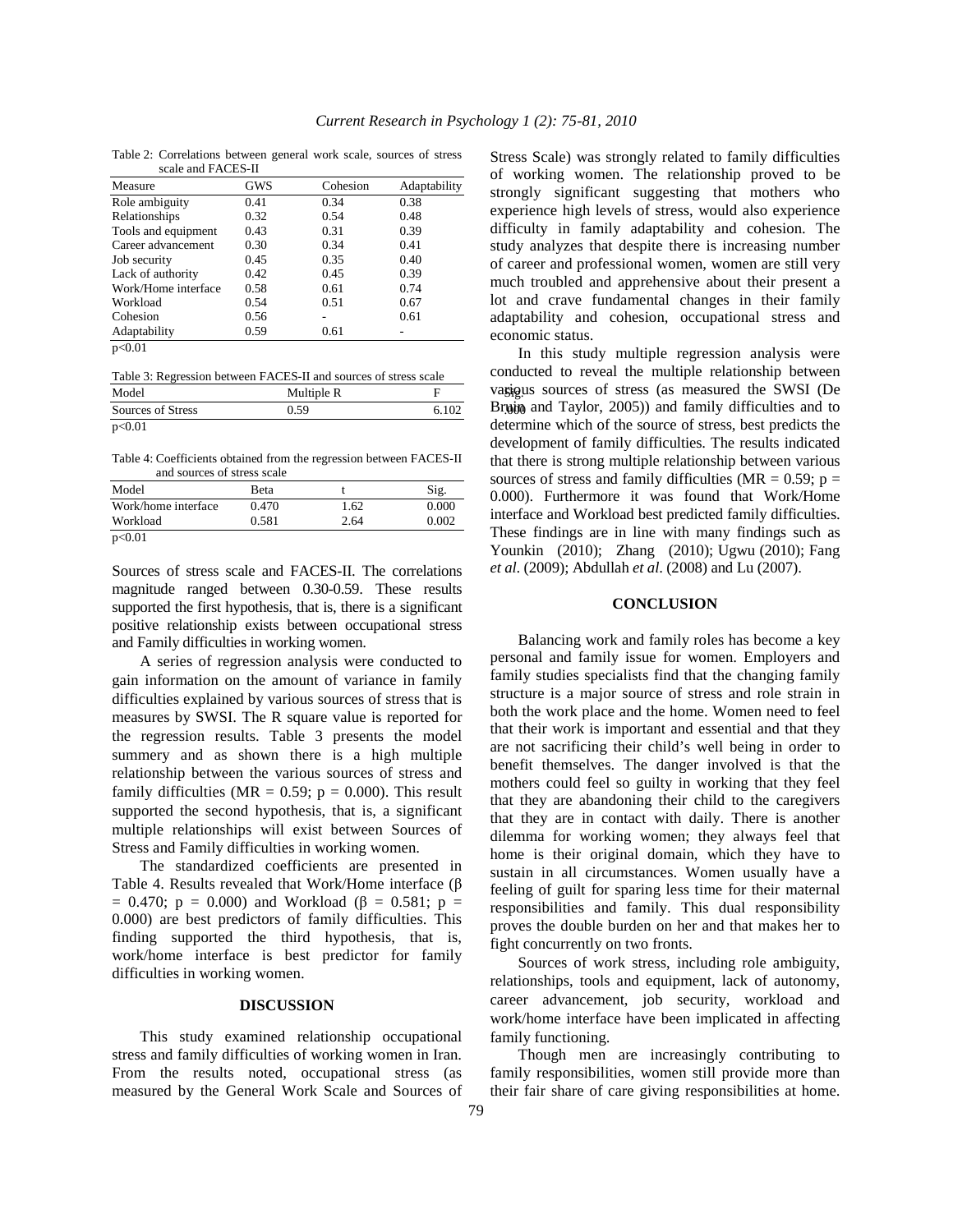Table 2: Correlations between general work scale, sources of stress scale and FACES-II

| Measure | GWS | Cohesion | Adaptability |
|---|---|---|---|
| Role ambiguity | 0.41 | 0.34 | 0.38 |
| Relationships | 0.32 | 0.54 | 0.48 |
| Tools and equipment | 0.43 | 0.31 | 0.39 |
| Career advancement | 0.30 | 0.34 | 0.41 |
| Job security | 0.45 | 0.35 | 0.40 |
| Lack of authority | 0.42 | 0.45 | 0.39 |
| Work/Home interface | 0.58 | 0.61 | 0.74 |
| Workload | 0.54 | 0.51 | 0.67 |
| Cohesion | 0.56 | - | 0.61 |
| Adaptability | 0.59 | 0.61 | - |

$p<0.01$

Table 3: Regression between FACES-II and sources of stress scale

| Model | Multiple R | F | Sig. |
|---|---|---|---|
| Sources of Stress | 0.59 | 6.102 | .000 |

$p<0.01$

Table 4: Coefficients obtained from the regression between FACES-II and sources of stress scale

| Model | Beta | t | Sig. |
|---|---|---|---|
| Work/home interface | 0.470 | 1.62 | 0.000 |
| Workload | 0.581 | 2.64 | 0.002 |

$p<0.01$

Sources of stress scale and FACES-II. The correlations magnitude ranged between 0.30-0.59. These results supported the first hypothesis, that is, there is a significant positive relationship exists between occupational stress and Family difficulties in working women.

A series of regression analysis were conducted to gain information on the amount of variance in family difficulties explained by various sources of stress that is measures by SWSI. The R square value is reported for the regression results. Table 3 presents the model summery and as shown there is a high multiple relationship between the various sources of stress and family difficulties (MR = 0.59; p = 0.000). This result supported the second hypothesis, that is, a significant multiple relationships will exist between Sources of Stress and Family difficulties in working women.

The standardized coefficients are presented in Table 4. Results revealed that Work/Home interface ($\beta$ = 0.470; p = 0.000) and Workload ($\beta$ = 0.581; p = 0.000) are best predictors of family difficulties. This finding supported the third hypothesis, that is, work/home interface is best predictor for family difficulties in working women.

## DISCUSSION

This study examined relationship occupational stress and family difficulties of working women in Iran. From the results noted, occupational stress (as measured by the General Work Scale and Sources of Stress Scale) was strongly related to family difficulties of working women. The relationship proved to be strongly significant suggesting that mothers who experience high levels of stress, would also experience difficulty in family adaptability and cohesion. The study analyzes that despite there is increasing number of career and professional women, women are still very much troubled and apprehensive about their present a lot and crave fundamental changes in their family adaptability and cohesion, occupational stress and economic status.

In this study multiple regression analysis were conducted to reveal the multiple relationship between various sources of stress (as measured the SWSI (De Bruin and Taylor, 2005)) and family difficulties and to determine which of the source of stress, best predicts the development of family difficulties. The results indicated that there is strong multiple relationship between various sources of stress and family difficulties (MR = 0.59; p = 0.000). Furthermore it was found that Work/Home interface and Workload best predicted family difficulties. These findings are in line with many findings such as Younkin (2010); Zhang (2010); Ugwu (2010); Fang *et al*. (2009); Abdullah *et al*. (2008) and Lu (2007).

## CONCLUSION

Balancing work and family roles has become a key personal and family issue for women. Employers and family studies specialists find that the changing family structure is a major source of stress and role strain in both the work place and the home. Women need to feel that their work is important and essential and that they are not sacrificing their child's well being in order to benefit themselves. The danger involved is that the mothers could feel so guilty in working that they feel that they are abandoning their child to the caregivers that they are in contact with daily. There is another dilemma for working women; they always feel that home is their original domain, which they have to sustain in all circumstances. Women usually have a feeling of guilt for sparing less time for their maternal responsibilities and family. This dual responsibility proves the double burden on her and that makes her to fight concurrently on two fronts.

Sources of work stress, including role ambiguity, relationships, tools and equipment, lack of autonomy, career advancement, job security, workload and work/home interface have been implicated in affecting family functioning.

Though men are increasingly contributing to family responsibilities, women still provide more than their fair share of care giving responsibilities at home.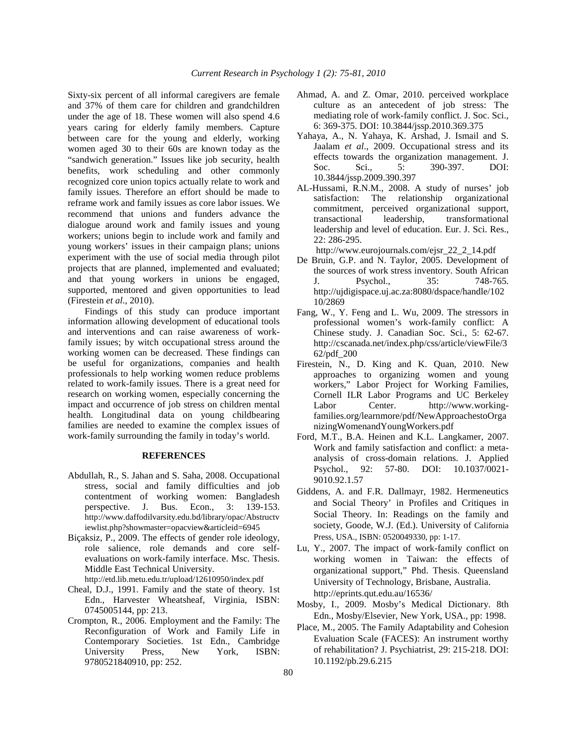Sixty-six percent of all informal caregivers are female and 37% of them care for children and grandchildren under the age of 18. These women will also spend 4.6 years caring for elderly family members. Capture between care for the young and elderly, working women aged 30 to their 60s are known today as the "sandwich generation." Issues like job security, health benefits, work scheduling and other commonly recognized core union topics actually relate to work and family issues. Therefore an effort should be made to reframe work and family issues as core labor issues. We recommend that unions and funders advance the dialogue around work and family issues and young workers; unions begin to include work and family and young workers' issues in their campaign plans; unions experiment with the use of social media through pilot projects that are planned, implemented and evaluated; and that young workers in unions be engaged, supported, mentored and given opportunities to lead (Firestein *et al*., 2010).

Findings of this study can produce important information allowing development of educational tools and interventions and can raise awareness of work-family issues; by witch occupational stress around the working women can be decreased. These findings can be useful for organizations, companies and health professionals to help working women reduce problems related to work-family issues. There is a great need for research on working women, especially concerning the impact and occurrence of job stress on children mental health. Longitudinal data on young childbearing families are needed to examine the complex issues of work-family surrounding the family in today's world.

## REFERENCES

- Abdullah, R., S. Jahan and S. Saha, 2008. Occupational stress, social and family difficulties and job contentment of working women: Bangladesh perspective. J. Bus. Econ., 3: 139-153. http://www.daffodilvarsity.edu.bd/library/opac/Abstructviewlist.php?showmaster=opacview&articleid=6945
- Biçaksiz, P., 2009. The effects of gender role ideology, role salience, role demands and core self-evaluations on work-family interface. Msc. Thesis. Middle East Technical University. http://etd.lib.metu.edu.tr/upload/12610950/index.pdf
- Cheal, D.J., 1991. Family and the state of theory. 1st Edn., Harvester Wheatsheaf, Virginia, ISBN: 0745005144, pp: 213.
- Crompton, R., 2006. Employment and the Family: The Reconfiguration of Work and Family Life in Contemporary Societies. 1st Edn., Cambridge University Press, New York, ISBN: 9780521840910, pp: 252.
- Ahmad, A. and Z. Omar, 2010. perceived workplace culture as an antecedent of job stress: The mediating role of work-family conflict. J. Soc. Sci., 6: 369-375. DOI: 10.3844/jssp.2010.369.375
- Yahaya, A., N. Yahaya, K. Arshad, J. Ismail and S. Jaalam *et al*., 2009. Occupational stress and its effects towards the organization management. J. Soc. Sci., 5: 390-397. DOI: 10.3844/jssp.2009.390.397
- AL-Hussami, R.N.M., 2008. A study of nurses' job satisfaction: The relationship organizational commitment, perceived organizational support, transactional leadership, transformational leadership and level of education. Eur. J. Sci. Res., 22: 286-295. http://www.eurojournals.com/ejsr_22_2_14.pdf
- De Bruin, G.P. and N. Taylor, 2005. Development of the sources of work stress inventory. South African J. Psychol., 35: 748-765. http://ujdigispace.uj.ac.za:8080/dspace/handle/10210/2869
- Fang, W., Y. Feng and L. Wu, 2009. The stressors in professional women's work-family conflict: A Chinese study. J. Canadian Soc. Sci., 5: 62-67. http://cscanada.net/index.php/css/article/viewFile/362/pdf_200
- Firestein, N., D. King and K. Quan, 2010. New approaches to organizing women and young workers," Labor Project for Working Families, Cornell ILR Labor Programs and UC Berkeley Labor Center. http://www.working-families.org/learnmore/pdf/NewApproachestoOrganizingWomenandYoungWorkers.pdf
- Ford, M.T., B.A. Heinen and K.L. Langkamer, 2007. Work and family satisfaction and conflict: a meta-analysis of cross-domain relations. J. Applied Psychol., 92: 57-80. DOI: 10.1037/0021-9010.92.1.57
- Giddens, A. and F.R. Dallmayr, 1982. Hermeneutics and Social Theory' in Profiles and Critiques in Social Theory. In: Readings on the family and society, Goode, W.J. (Ed.). University of California Press, USA., ISBN: 0520049330, pp: 1-17.
- Lu, Y., 2007. The impact of work-family conflict on working women in Taiwan: the effects of organizational support," Phd. Thesis. Queensland University of Technology, Brisbane, Australia. http://eprints.qut.edu.au/16536/
- Mosby, I., 2009. Mosby's Medical Dictionary. 8th Edn., Mosby/Elsevier, New York, USA., pp: 1998.
- Place, M., 2005. The Family Adaptability and Cohesion Evaluation Scale (FACES): An instrument worthy of rehabilitation? J. Psychiatrist, 29: 215-218. DOI: 10.1192/pb.29.6.215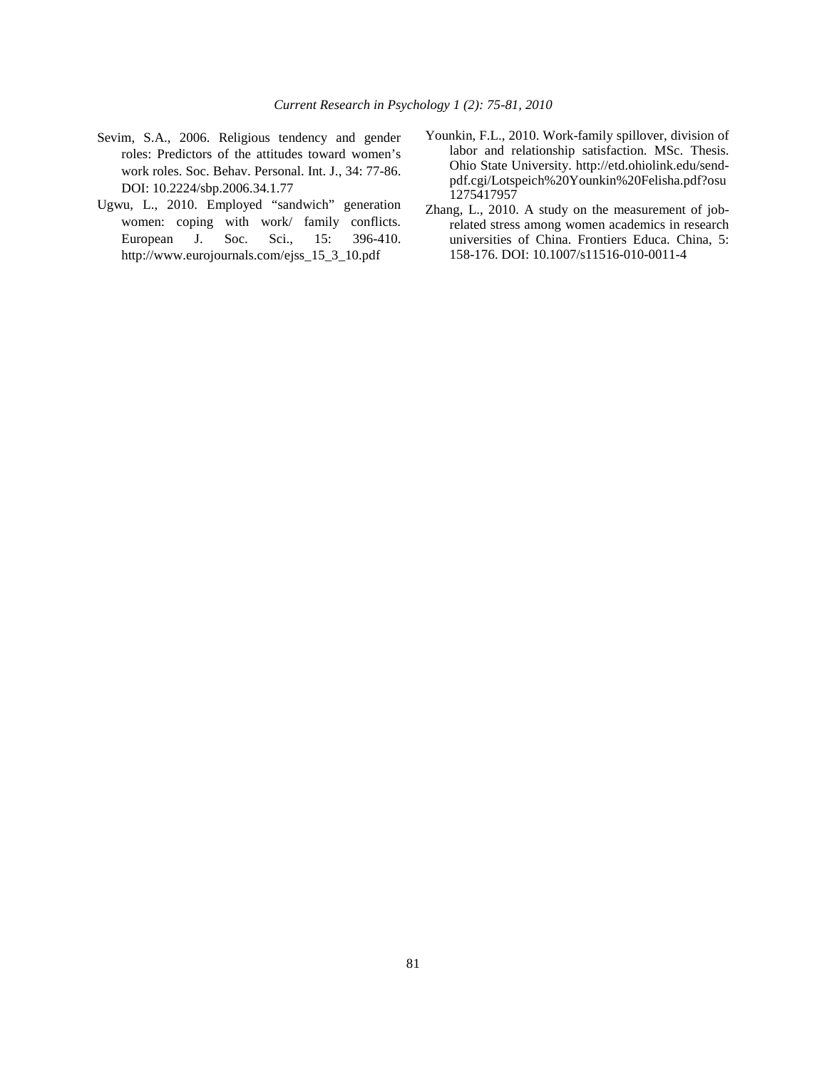Sevim, S.A., 2006. Religious tendency and gender roles: Predictors of the attitudes toward women's work roles. Soc. Behav. Personal. Int. J., 34: 77-86. DOI: 10.2224/sbp.2006.34.1.77

Ugwu, L., 2010. Employed "sandwich" generation women: coping with work/ family conflicts. European J. Soc. Sci., 15: 396-410. http://www.eurojournals.com/ejss_15_3_10.pdf

Younkin, F.L., 2010. Work-family spillover, division of labor and relationship satisfaction. MSc. Thesis. Ohio State University. http://etd.ohiolink.edu/send-pdf.cgi/Lotspeich%20Younkin%20Felisha.pdf?osu1275417957

Zhang, L., 2010. A study on the measurement of job-related stress among women academics in research universities of China. Frontiers Educa. China, 5: 158-176. DOI: 10.1007/s11516-010-0011-4